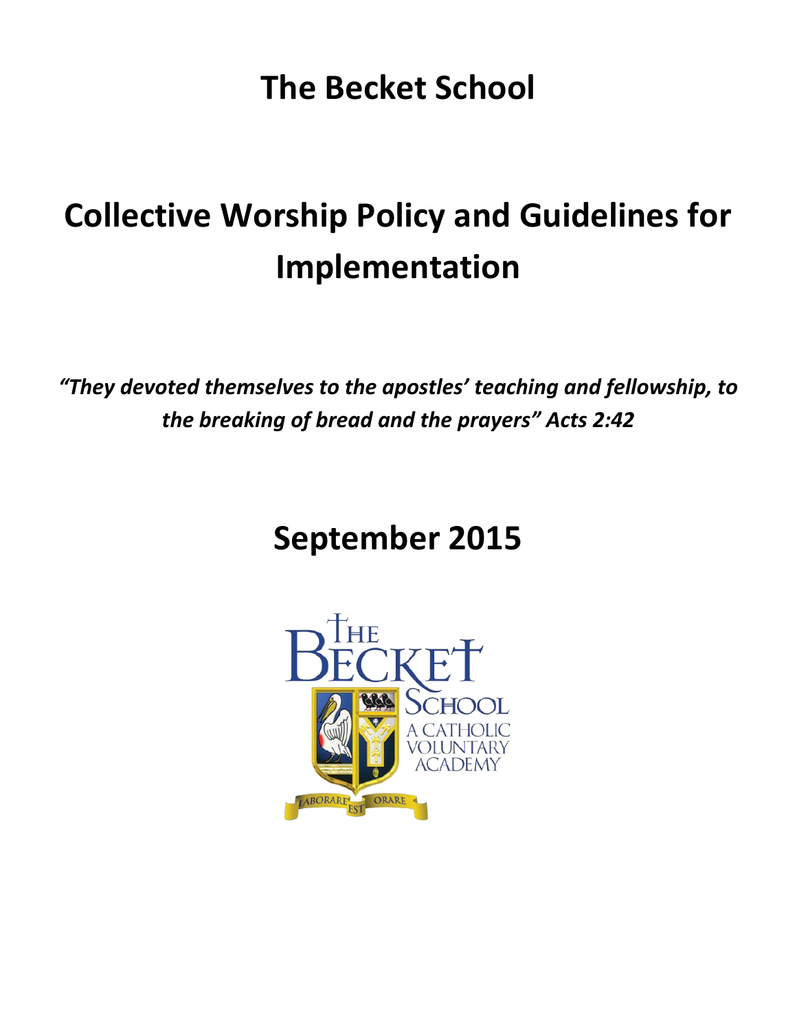# The Becket School

# Collective Worship Policy and Guidelines for Implementation

***"They devoted themselves to the apostles' teaching and fellowship, to the breaking of bread and the prayers" Acts 2:42***

## September 2015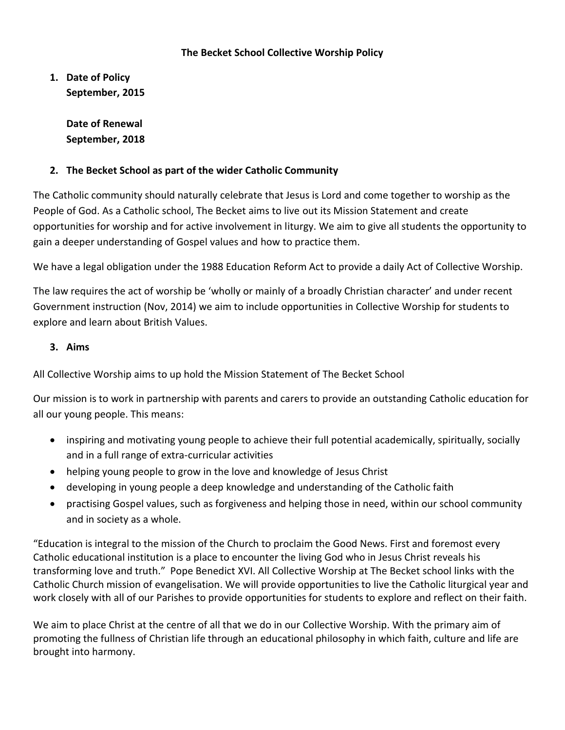**The Becket School Collective Worship Policy**

1. **Date of Policy**
   **September, 2015**

   **Date of Renewal**
   **September, 2018**

2. **The Becket School as part of the wider Catholic Community**

The Catholic community should naturally celebrate that Jesus is Lord and come together to worship as the People of God. As a Catholic school, The Becket aims to live out its Mission Statement and create opportunities for worship and for active involvement in liturgy. We aim to give all students the opportunity to gain a deeper understanding of Gospel values and how to practice them.

We have a legal obligation under the 1988 Education Reform Act to provide a daily Act of Collective Worship.

The law requires the act of worship be 'wholly or mainly of a broadly Christian character' and under recent Government instruction (Nov, 2014) we aim to include opportunities in Collective Worship for students to explore and learn about British Values.

3. **Aims**

All Collective Worship aims to up hold the Mission Statement of The Becket School

Our mission is to work in partnership with parents and carers to provide an outstanding Catholic education for all our young people. This means:

- inspiring and motivating young people to achieve their full potential academically, spiritually, socially and in a full range of extra-curricular activities
- helping young people to grow in the love and knowledge of Jesus Christ
- developing in young people a deep knowledge and understanding of the Catholic faith
- practising Gospel values, such as forgiveness and helping those in need, within our school community and in society as a whole.

"Education is integral to the mission of the Church to proclaim the Good News. First and foremost every Catholic educational institution is a place to encounter the living God who in Jesus Christ reveals his transforming love and truth." Pope Benedict XVI. All Collective Worship at The Becket school links with the Catholic Church mission of evangelisation. We will provide opportunities to live the Catholic liturgical year and work closely with all of our Parishes to provide opportunities for students to explore and reflect on their faith.

We aim to place Christ at the centre of all that we do in our Collective Worship. With the primary aim of promoting the fullness of Christian life through an educational philosophy in which faith, culture and life are brought into harmony.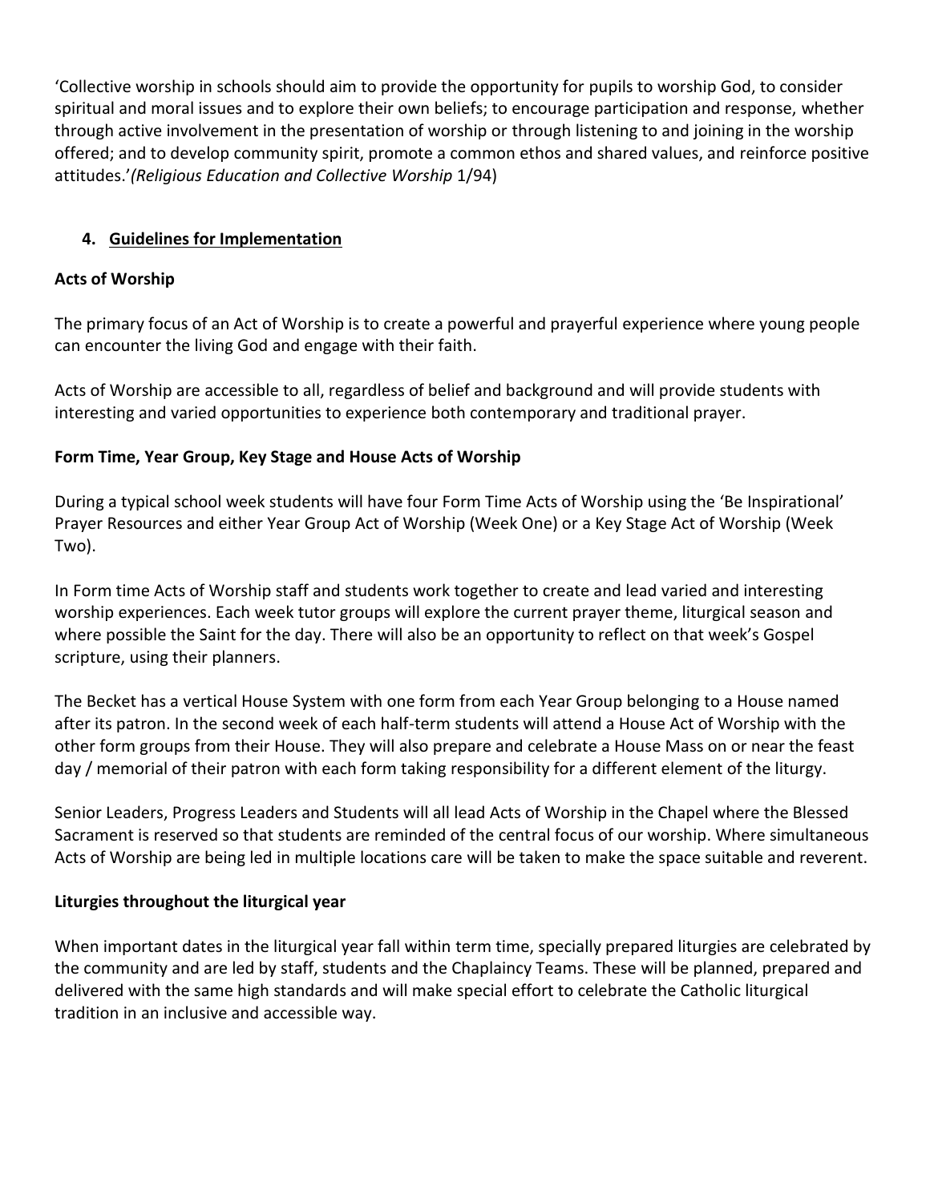'Collective worship in schools should aim to provide the opportunity for pupils to worship God, to consider spiritual and moral issues and to explore their own beliefs; to encourage participation and response, whether through active involvement in the presentation of worship or through listening to and joining in the worship offered; and to develop community spirit, promote a common ethos and shared values, and reinforce positive attitudes.'*(Religious Education and Collective Worship* 1/94)

## 4. Guidelines for Implementation

### Acts of Worship

The primary focus of an Act of Worship is to create a powerful and prayerful experience where young people can encounter the living God and engage with their faith.

Acts of Worship are accessible to all, regardless of belief and background and will provide students with interesting and varied opportunities to experience both contemporary and traditional prayer.

### Form Time, Year Group, Key Stage and House Acts of Worship

During a typical school week students will have four Form Time Acts of Worship using the 'Be Inspirational' Prayer Resources and either Year Group Act of Worship (Week One) or a Key Stage Act of Worship (Week Two).

In Form time Acts of Worship staff and students work together to create and lead varied and interesting worship experiences. Each week tutor groups will explore the current prayer theme, liturgical season and where possible the Saint for the day. There will also be an opportunity to reflect on that week's Gospel scripture, using their planners.

The Becket has a vertical House System with one form from each Year Group belonging to a House named after its patron. In the second week of each half-term students will attend a House Act of Worship with the other form groups from their House. They will also prepare and celebrate a House Mass on or near the feast day / memorial of their patron with each form taking responsibility for a different element of the liturgy.

Senior Leaders, Progress Leaders and Students will all lead Acts of Worship in the Chapel where the Blessed Sacrament is reserved so that students are reminded of the central focus of our worship. Where simultaneous Acts of Worship are being led in multiple locations care will be taken to make the space suitable and reverent.

### Liturgies throughout the liturgical year

When important dates in the liturgical year fall within term time, specially prepared liturgies are celebrated by the community and are led by staff, students and the Chaplaincy Teams. These will be planned, prepared and delivered with the same high standards and will make special effort to celebrate the Catholic liturgical tradition in an inclusive and accessible way.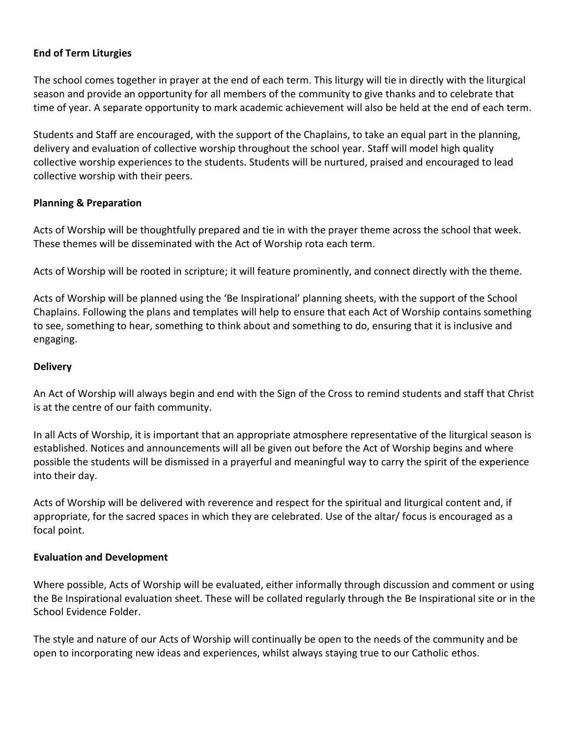**End of Term Liturgies**

The school comes together in prayer at the end of each term. This liturgy will tie in directly with the liturgical season and provide an opportunity for all members of the community to give thanks and to celebrate that time of year. A separate opportunity to mark academic achievement will also be held at the end of each term.

Students and Staff are encouraged, with the support of the Chaplains, to take an equal part in the planning, delivery and evaluation of collective worship throughout the school year. Staff will model high quality collective worship experiences to the students. Students will be nurtured, praised and encouraged to lead collective worship with their peers.

**Planning & Preparation**

Acts of Worship will be thoughtfully prepared and tie in with the prayer theme across the school that week. These themes will be disseminated with the Act of Worship rota each term.

Acts of Worship will be rooted in scripture; it will feature prominently, and connect directly with the theme.

Acts of Worship will be planned using the 'Be Inspirational' planning sheets, with the support of the School Chaplains. Following the plans and templates will help to ensure that each Act of Worship contains something to see, something to hear, something to think about and something to do, ensuring that it is inclusive and engaging.

**Delivery**

An Act of Worship will always begin and end with the Sign of the Cross to remind students and staff that Christ is at the centre of our faith community.

In all Acts of Worship, it is important that an appropriate atmosphere representative of the liturgical season is established. Notices and announcements will all be given out before the Act of Worship begins and where possible the students will be dismissed in a prayerful and meaningful way to carry the spirit of the experience into their day.

Acts of Worship will be delivered with reverence and respect for the spiritual and liturgical content and, if appropriate, for the sacred spaces in which they are celebrated. Use of the altar/ focus is encouraged as a focal point.

**Evaluation and Development**

Where possible, Acts of Worship will be evaluated, either informally through discussion and comment or using the Be Inspirational evaluation sheet. These will be collated regularly through the Be Inspirational site or in the School Evidence Folder.

The style and nature of our Acts of Worship will continually be open to the needs of the community and be open to incorporating new ideas and experiences, whilst always staying true to our Catholic ethos.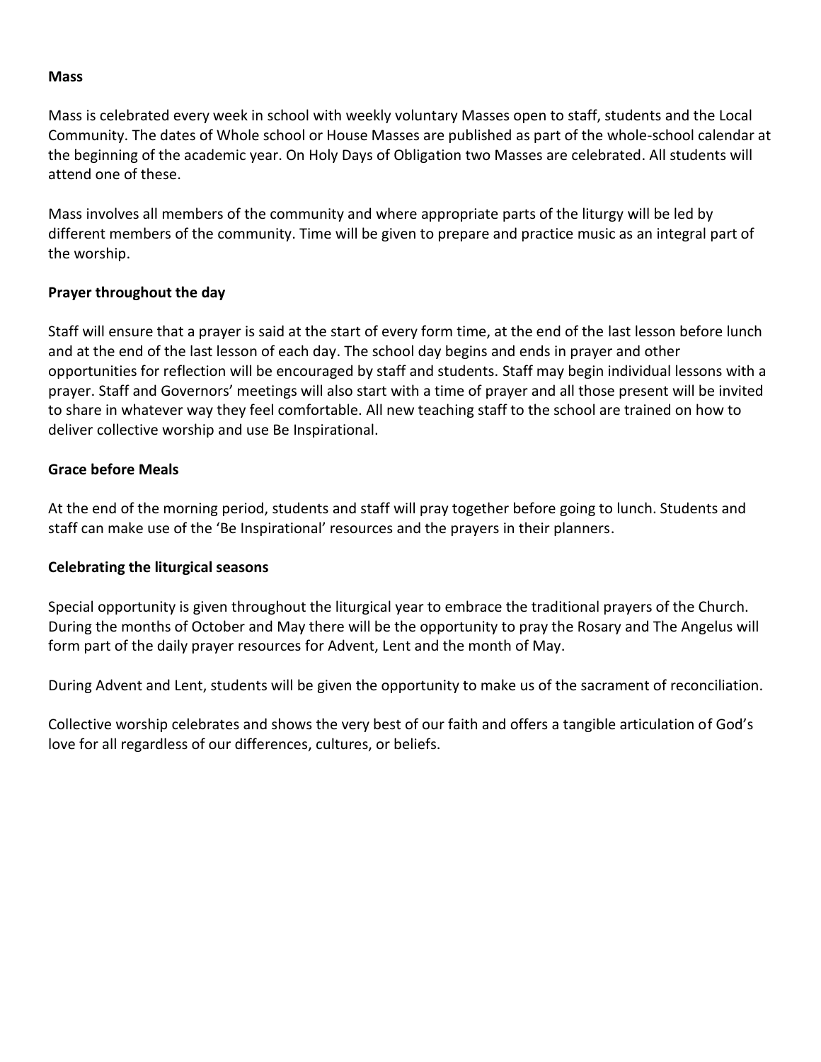**Mass**

Mass is celebrated every week in school with weekly voluntary Masses open to staff, students and the Local Community. The dates of Whole school or House Masses are published as part of the whole-school calendar at the beginning of the academic year. On Holy Days of Obligation two Masses are celebrated. All students will attend one of these.

Mass involves all members of the community and where appropriate parts of the liturgy will be led by different members of the community. Time will be given to prepare and practice music as an integral part of the worship.

**Prayer throughout the day**

Staff will ensure that a prayer is said at the start of every form time, at the end of the last lesson before lunch and at the end of the last lesson of each day. The school day begins and ends in prayer and other opportunities for reflection will be encouraged by staff and students. Staff may begin individual lessons with a prayer. Staff and Governors' meetings will also start with a time of prayer and all those present will be invited to share in whatever way they feel comfortable. All new teaching staff to the school are trained on how to deliver collective worship and use Be Inspirational.

**Grace before Meals**

At the end of the morning period, students and staff will pray together before going to lunch. Students and staff can make use of the 'Be Inspirational' resources and the prayers in their planners.

**Celebrating the liturgical seasons**

Special opportunity is given throughout the liturgical year to embrace the traditional prayers of the Church. During the months of October and May there will be the opportunity to pray the Rosary and The Angelus will form part of the daily prayer resources for Advent, Lent and the month of May.

During Advent and Lent, students will be given the opportunity to make us of the sacrament of reconciliation.

Collective worship celebrates and shows the very best of our faith and offers a tangible articulation of God's love for all regardless of our differences, cultures, or beliefs.